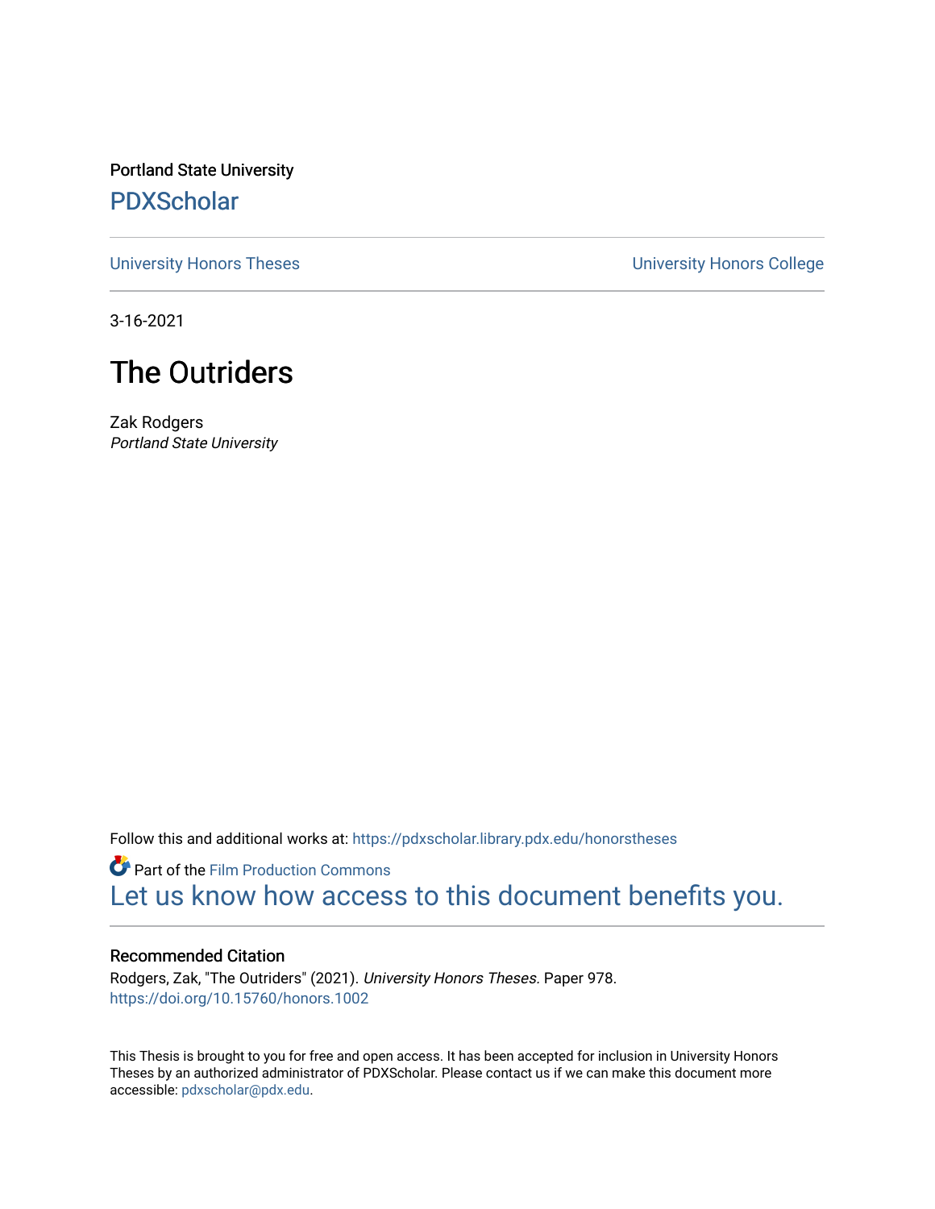Portland State University

# PDXScholar

University Honors Theses

University Honors College

3-16-2021

## The Outriders

Zak Rodgers

*Portland State University*

Follow this and additional works at: https://pdxscholar.library.pdx.edu/honorstheses

Part of the Film Production Commons

Let us know how access to this document benefits you.

### Recommended Citation

Rodgers, Zak, "The Outriders" (2021). *University Honors Theses.* Paper 978.

https://doi.org/10.15760/honors.1002

This Thesis is brought to you for free and open access. It has been accepted for inclusion in University Honors Theses by an authorized administrator of PDXScholar. Please contact us if we can make this document more accessible: pdxscholar@pdx.edu.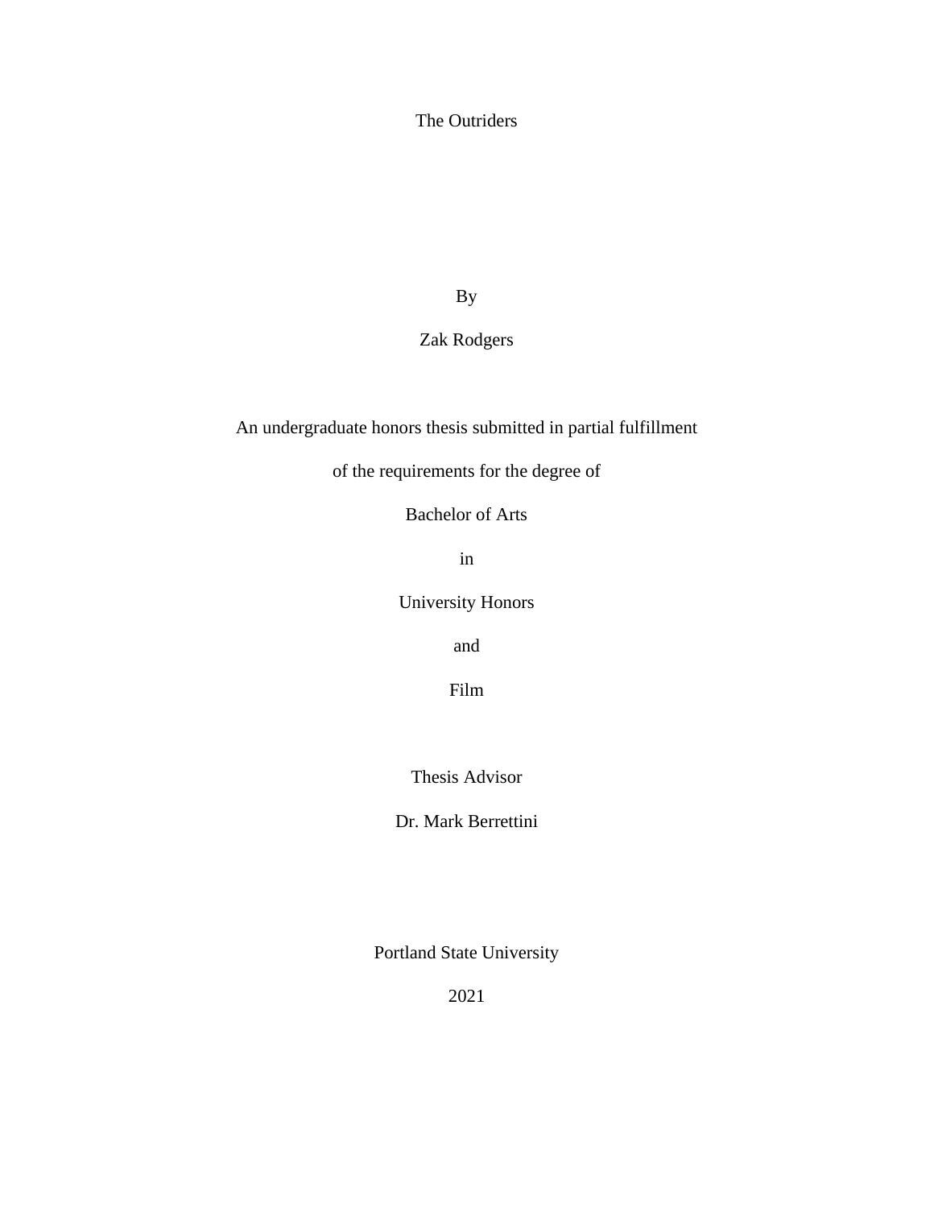# The Outriders

By

Zak Rodgers

An undergraduate honors thesis submitted in partial fulfillment

of the requirements for the degree of

Bachelor of Arts

in

University Honors

and

Film

Thesis Advisor

Dr. Mark Berrettini

Portland State University

2021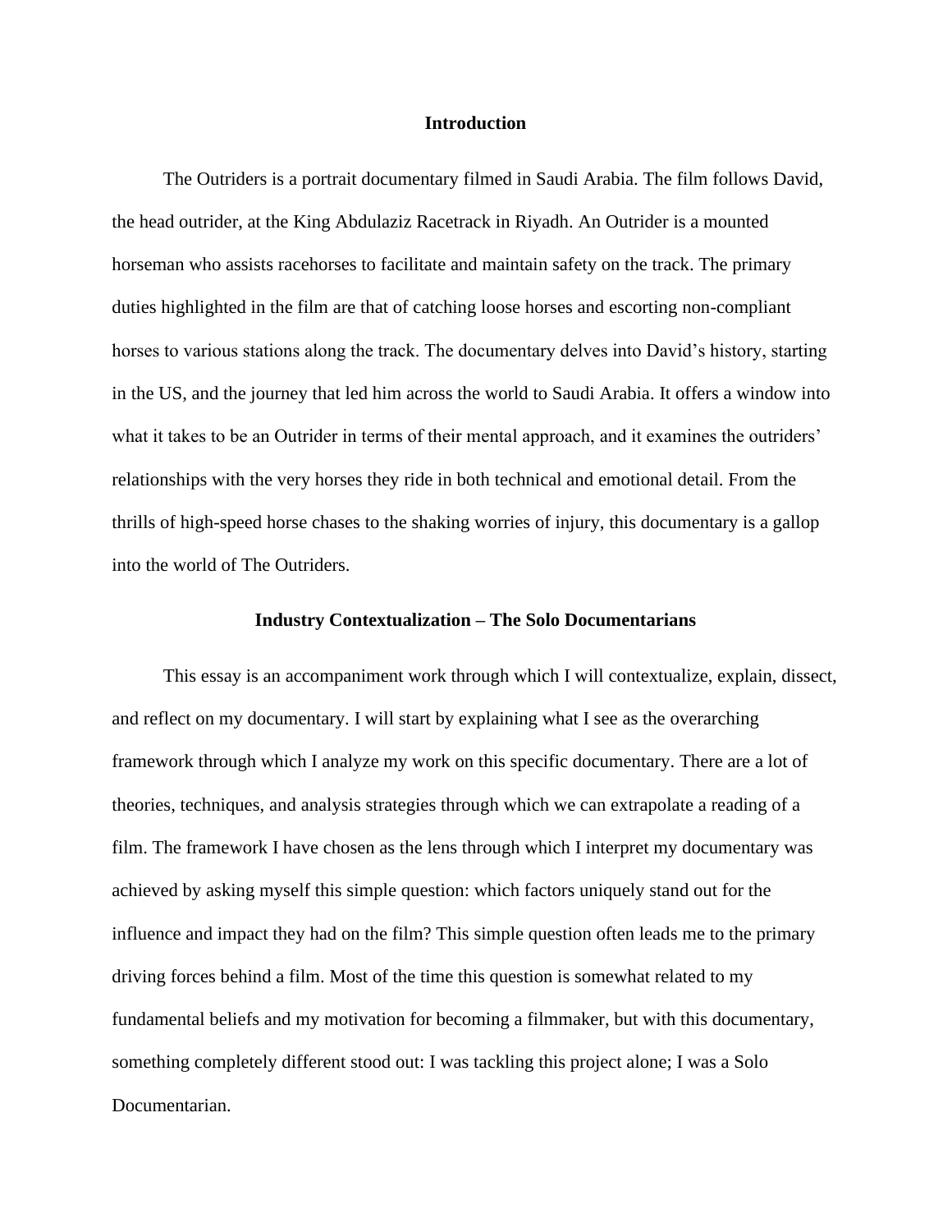## Introduction

The Outriders is a portrait documentary filmed in Saudi Arabia. The film follows David, the head outrider, at the King Abdulaziz Racetrack in Riyadh. An Outrider is a mounted horseman who assists racehorses to facilitate and maintain safety on the track. The primary duties highlighted in the film are that of catching loose horses and escorting non-compliant horses to various stations along the track. The documentary delves into David's history, starting in the US, and the journey that led him across the world to Saudi Arabia. It offers a window into what it takes to be an Outrider in terms of their mental approach, and it examines the outriders' relationships with the very horses they ride in both technical and emotional detail. From the thrills of high-speed horse chases to the shaking worries of injury, this documentary is a gallop into the world of The Outriders.

## Industry Contextualization – The Solo Documentarians

This essay is an accompaniment work through which I will contextualize, explain, dissect, and reflect on my documentary. I will start by explaining what I see as the overarching framework through which I analyze my work on this specific documentary. There are a lot of theories, techniques, and analysis strategies through which we can extrapolate a reading of a film. The framework I have chosen as the lens through which I interpret my documentary was achieved by asking myself this simple question: which factors uniquely stand out for the influence and impact they had on the film? This simple question often leads me to the primary driving forces behind a film. Most of the time this question is somewhat related to my fundamental beliefs and my motivation for becoming a filmmaker, but with this documentary, something completely different stood out: I was tackling this project alone; I was a Solo Documentarian.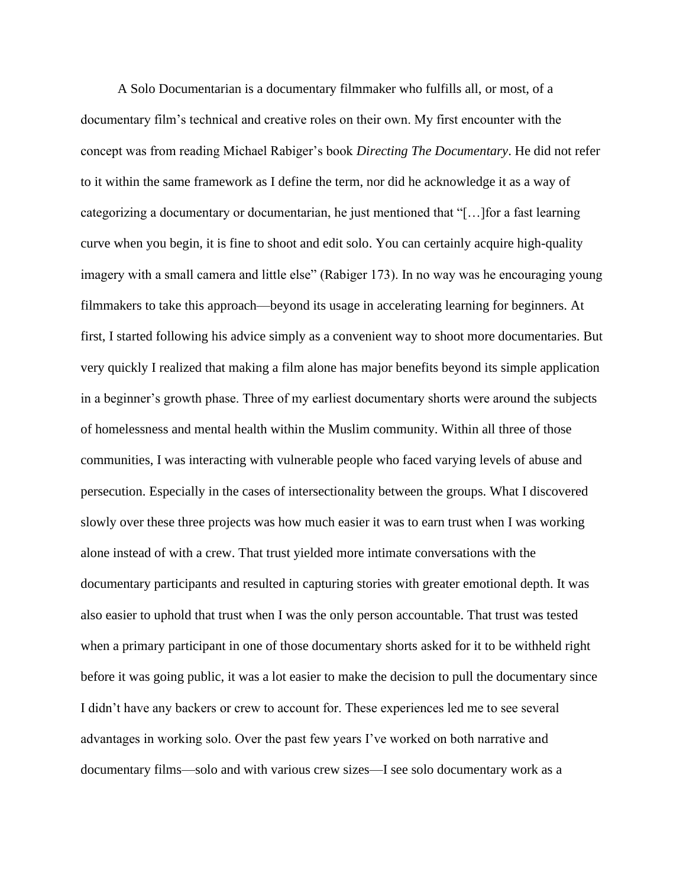A Solo Documentarian is a documentary filmmaker who fulfills all, or most, of a documentary film's technical and creative roles on their own. My first encounter with the concept was from reading Michael Rabiger's book *Directing The Documentary*. He did not refer to it within the same framework as I define the term, nor did he acknowledge it as a way of categorizing a documentary or documentarian, he just mentioned that "[…]for a fast learning curve when you begin, it is fine to shoot and edit solo. You can certainly acquire high-quality imagery with a small camera and little else" (Rabiger 173). In no way was he encouraging young filmmakers to take this approach—beyond its usage in accelerating learning for beginners. At first, I started following his advice simply as a convenient way to shoot more documentaries. But very quickly I realized that making a film alone has major benefits beyond its simple application in a beginner's growth phase. Three of my earliest documentary shorts were around the subjects of homelessness and mental health within the Muslim community. Within all three of those communities, I was interacting with vulnerable people who faced varying levels of abuse and persecution. Especially in the cases of intersectionality between the groups. What I discovered slowly over these three projects was how much easier it was to earn trust when I was working alone instead of with a crew. That trust yielded more intimate conversations with the documentary participants and resulted in capturing stories with greater emotional depth. It was also easier to uphold that trust when I was the only person accountable. That trust was tested when a primary participant in one of those documentary shorts asked for it to be withheld right before it was going public, it was a lot easier to make the decision to pull the documentary since I didn't have any backers or crew to account for. These experiences led me to see several advantages in working solo. Over the past few years I've worked on both narrative and documentary films—solo and with various crew sizes—I see solo documentary work as a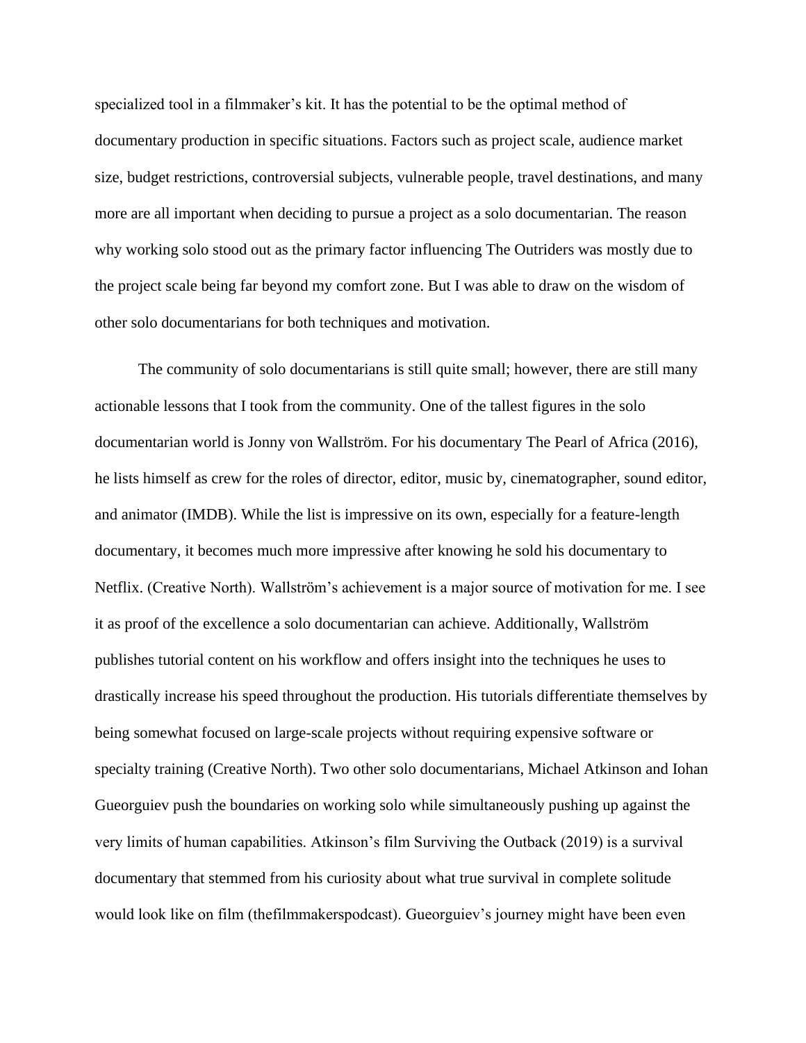specialized tool in a filmmaker's kit. It has the potential to be the optimal method of documentary production in specific situations. Factors such as project scale, audience market size, budget restrictions, controversial subjects, vulnerable people, travel destinations, and many more are all important when deciding to pursue a project as a solo documentarian. The reason why working solo stood out as the primary factor influencing The Outriders was mostly due to the project scale being far beyond my comfort zone. But I was able to draw on the wisdom of other solo documentarians for both techniques and motivation.

The community of solo documentarians is still quite small; however, there are still many actionable lessons that I took from the community. One of the tallest figures in the solo documentarian world is Jonny von Wallström. For his documentary The Pearl of Africa (2016), he lists himself as crew for the roles of director, editor, music by, cinematographer, sound editor, and animator (IMDB). While the list is impressive on its own, especially for a feature-length documentary, it becomes much more impressive after knowing he sold his documentary to Netflix. (Creative North). Wallström's achievement is a major source of motivation for me. I see it as proof of the excellence a solo documentarian can achieve. Additionally, Wallström publishes tutorial content on his workflow and offers insight into the techniques he uses to drastically increase his speed throughout the production. His tutorials differentiate themselves by being somewhat focused on large-scale projects without requiring expensive software or specialty training (Creative North). Two other solo documentarians, Michael Atkinson and Iohan Gueorguiev push the boundaries on working solo while simultaneously pushing up against the very limits of human capabilities. Atkinson's film Surviving the Outback (2019) is a survival documentary that stemmed from his curiosity about what true survival in complete solitude would look like on film (thefilmmakerspodcast). Gueorguiev's journey might have been even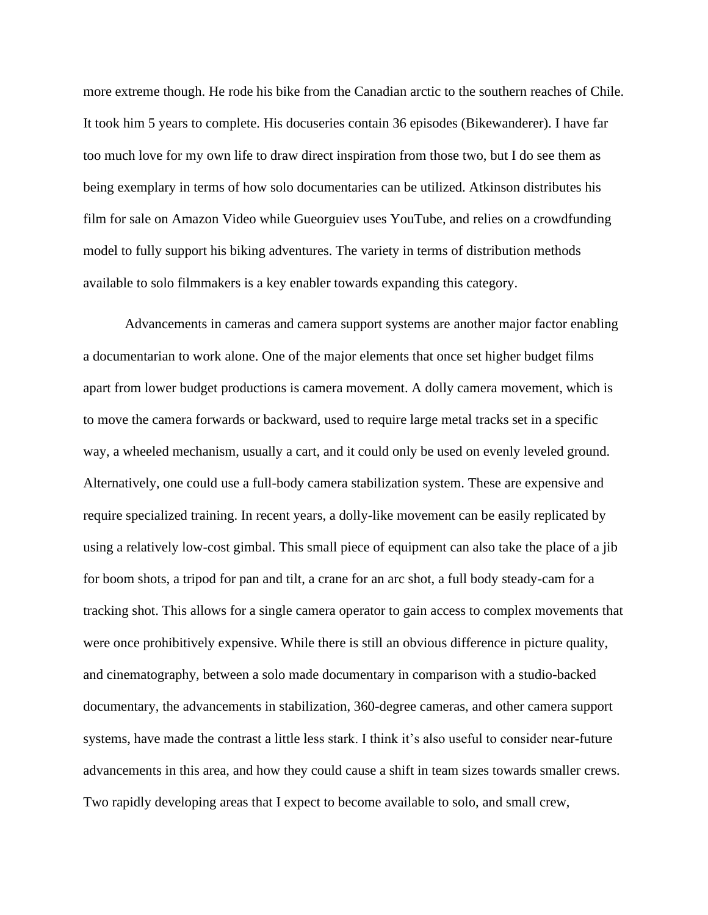more extreme though. He rode his bike from the Canadian arctic to the southern reaches of Chile. It took him 5 years to complete. His docuseries contain 36 episodes (Bikewanderer). I have far too much love for my own life to draw direct inspiration from those two, but I do see them as being exemplary in terms of how solo documentaries can be utilized. Atkinson distributes his film for sale on Amazon Video while Gueorguiev uses YouTube, and relies on a crowdfunding model to fully support his biking adventures. The variety in terms of distribution methods available to solo filmmakers is a key enabler towards expanding this category.

Advancements in cameras and camera support systems are another major factor enabling a documentarian to work alone. One of the major elements that once set higher budget films apart from lower budget productions is camera movement. A dolly camera movement, which is to move the camera forwards or backward, used to require large metal tracks set in a specific way, a wheeled mechanism, usually a cart, and it could only be used on evenly leveled ground. Alternatively, one could use a full-body camera stabilization system. These are expensive and require specialized training. In recent years, a dolly-like movement can be easily replicated by using a relatively low-cost gimbal. This small piece of equipment can also take the place of a jib for boom shots, a tripod for pan and tilt, a crane for an arc shot, a full body steady-cam for a tracking shot. This allows for a single camera operator to gain access to complex movements that were once prohibitively expensive. While there is still an obvious difference in picture quality, and cinematography, between a solo made documentary in comparison with a studio-backed documentary, the advancements in stabilization, 360-degree cameras, and other camera support systems, have made the contrast a little less stark. I think it's also useful to consider near-future advancements in this area, and how they could cause a shift in team sizes towards smaller crews. Two rapidly developing areas that I expect to become available to solo, and small crew,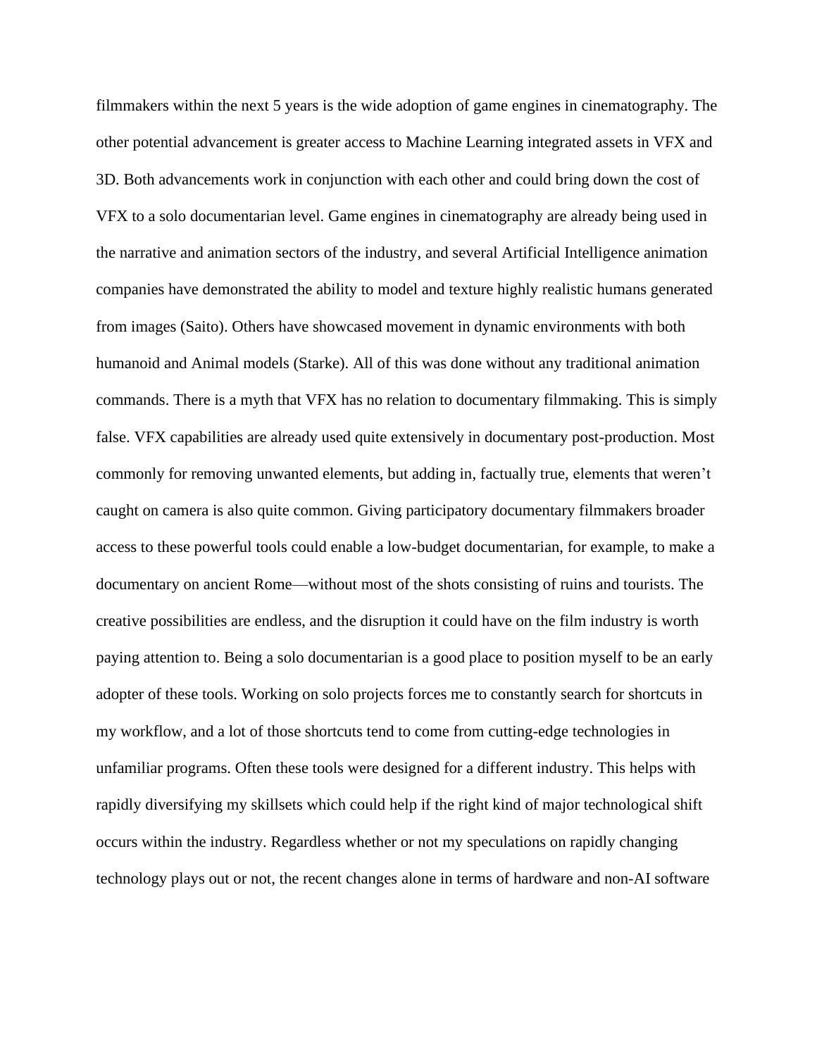filmmakers within the next 5 years is the wide adoption of game engines in cinematography. The other potential advancement is greater access to Machine Learning integrated assets in VFX and 3D. Both advancements work in conjunction with each other and could bring down the cost of VFX to a solo documentarian level. Game engines in cinematography are already being used in the narrative and animation sectors of the industry, and several Artificial Intelligence animation companies have demonstrated the ability to model and texture highly realistic humans generated from images (Saito). Others have showcased movement in dynamic environments with both humanoid and Animal models (Starke). All of this was done without any traditional animation commands. There is a myth that VFX has no relation to documentary filmmaking. This is simply false. VFX capabilities are already used quite extensively in documentary post-production. Most commonly for removing unwanted elements, but adding in, factually true, elements that weren't caught on camera is also quite common. Giving participatory documentary filmmakers broader access to these powerful tools could enable a low-budget documentarian, for example, to make a documentary on ancient Rome—without most of the shots consisting of ruins and tourists. The creative possibilities are endless, and the disruption it could have on the film industry is worth paying attention to. Being a solo documentarian is a good place to position myself to be an early adopter of these tools. Working on solo projects forces me to constantly search for shortcuts in my workflow, and a lot of those shortcuts tend to come from cutting-edge technologies in unfamiliar programs. Often these tools were designed for a different industry. This helps with rapidly diversifying my skillsets which could help if the right kind of major technological shift occurs within the industry. Regardless whether or not my speculations on rapidly changing technology plays out or not, the recent changes alone in terms of hardware and non-AI software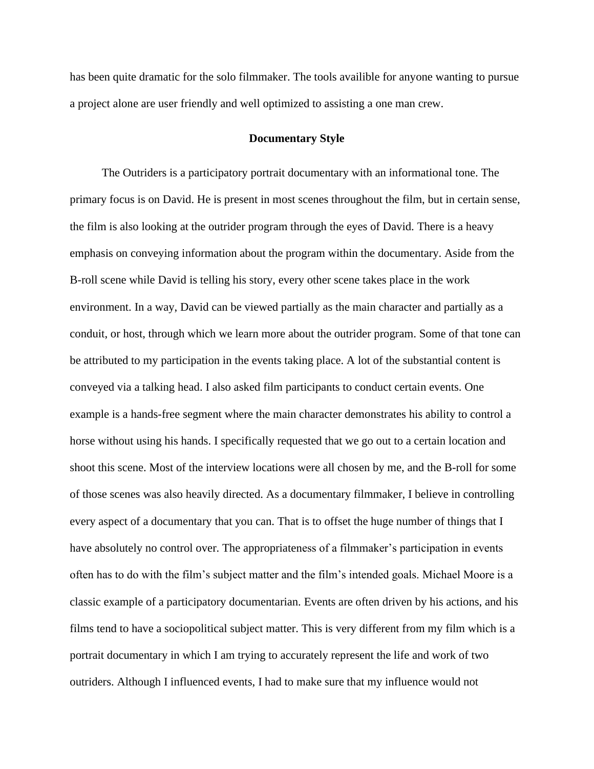has been quite dramatic for the solo filmmaker. The tools availible for anyone wanting to pursue a project alone are user friendly and well optimized to assisting a one man crew.

## Documentary Style

The Outriders is a participatory portrait documentary with an informational tone. The primary focus is on David. He is present in most scenes throughout the film, but in certain sense, the film is also looking at the outrider program through the eyes of David. There is a heavy emphasis on conveying information about the program within the documentary. Aside from the B-roll scene while David is telling his story, every other scene takes place in the work environment. In a way, David can be viewed partially as the main character and partially as a conduit, or host, through which we learn more about the outrider program. Some of that tone can be attributed to my participation in the events taking place. A lot of the substantial content is conveyed via a talking head. I also asked film participants to conduct certain events. One example is a hands-free segment where the main character demonstrates his ability to control a horse without using his hands. I specifically requested that we go out to a certain location and shoot this scene. Most of the interview locations were all chosen by me, and the B-roll for some of those scenes was also heavily directed. As a documentary filmmaker, I believe in controlling every aspect of a documentary that you can. That is to offset the huge number of things that I have absolutely no control over. The appropriateness of a filmmaker's participation in events often has to do with the film's subject matter and the film's intended goals. Michael Moore is a classic example of a participatory documentarian. Events are often driven by his actions, and his films tend to have a sociopolitical subject matter. This is very different from my film which is a portrait documentary in which I am trying to accurately represent the life and work of two outriders. Although I influenced events, I had to make sure that my influence would not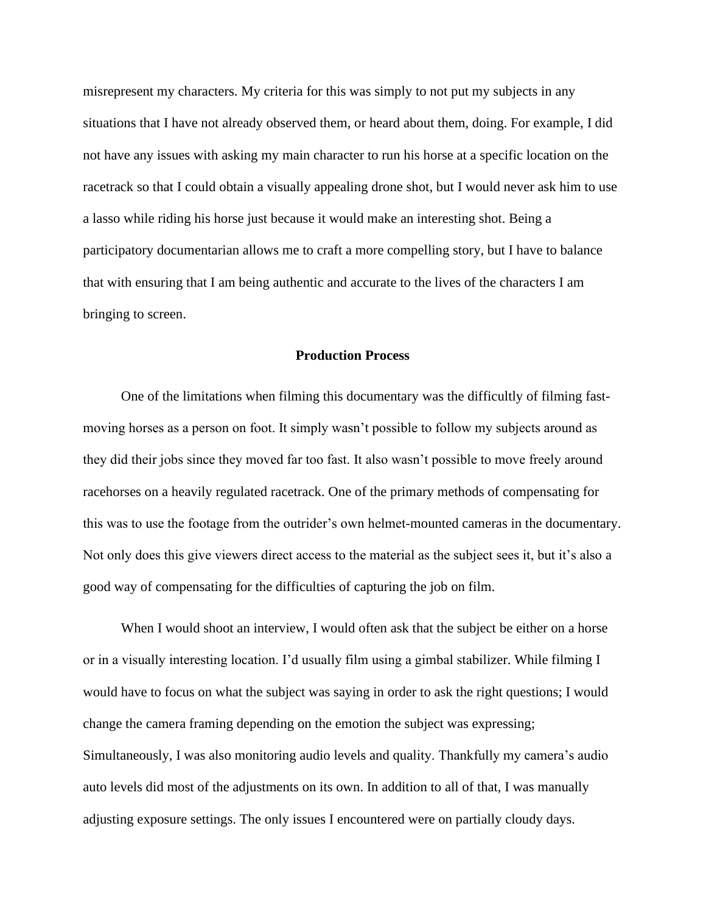misrepresent my characters. My criteria for this was simply to not put my subjects in any situations that I have not already observed them, or heard about them, doing. For example, I did not have any issues with asking my main character to run his horse at a specific location on the racetrack so that I could obtain a visually appealing drone shot, but I would never ask him to use a lasso while riding his horse just because it would make an interesting shot. Being a participatory documentarian allows me to craft a more compelling story, but I have to balance that with ensuring that I am being authentic and accurate to the lives of the characters I am bringing to screen.

## Production Process

One of the limitations when filming this documentary was the difficultly of filming fast-moving horses as a person on foot. It simply wasn't possible to follow my subjects around as they did their jobs since they moved far too fast. It also wasn't possible to move freely around racehorses on a heavily regulated racetrack. One of the primary methods of compensating for this was to use the footage from the outrider's own helmet-mounted cameras in the documentary. Not only does this give viewers direct access to the material as the subject sees it, but it's also a good way of compensating for the difficulties of capturing the job on film.

When I would shoot an interview, I would often ask that the subject be either on a horse or in a visually interesting location. I'd usually film using a gimbal stabilizer. While filming I would have to focus on what the subject was saying in order to ask the right questions; I would change the camera framing depending on the emotion the subject was expressing; Simultaneously, I was also monitoring audio levels and quality. Thankfully my camera's audio auto levels did most of the adjustments on its own. In addition to all of that, I was manually adjusting exposure settings. The only issues I encountered were on partially cloudy days.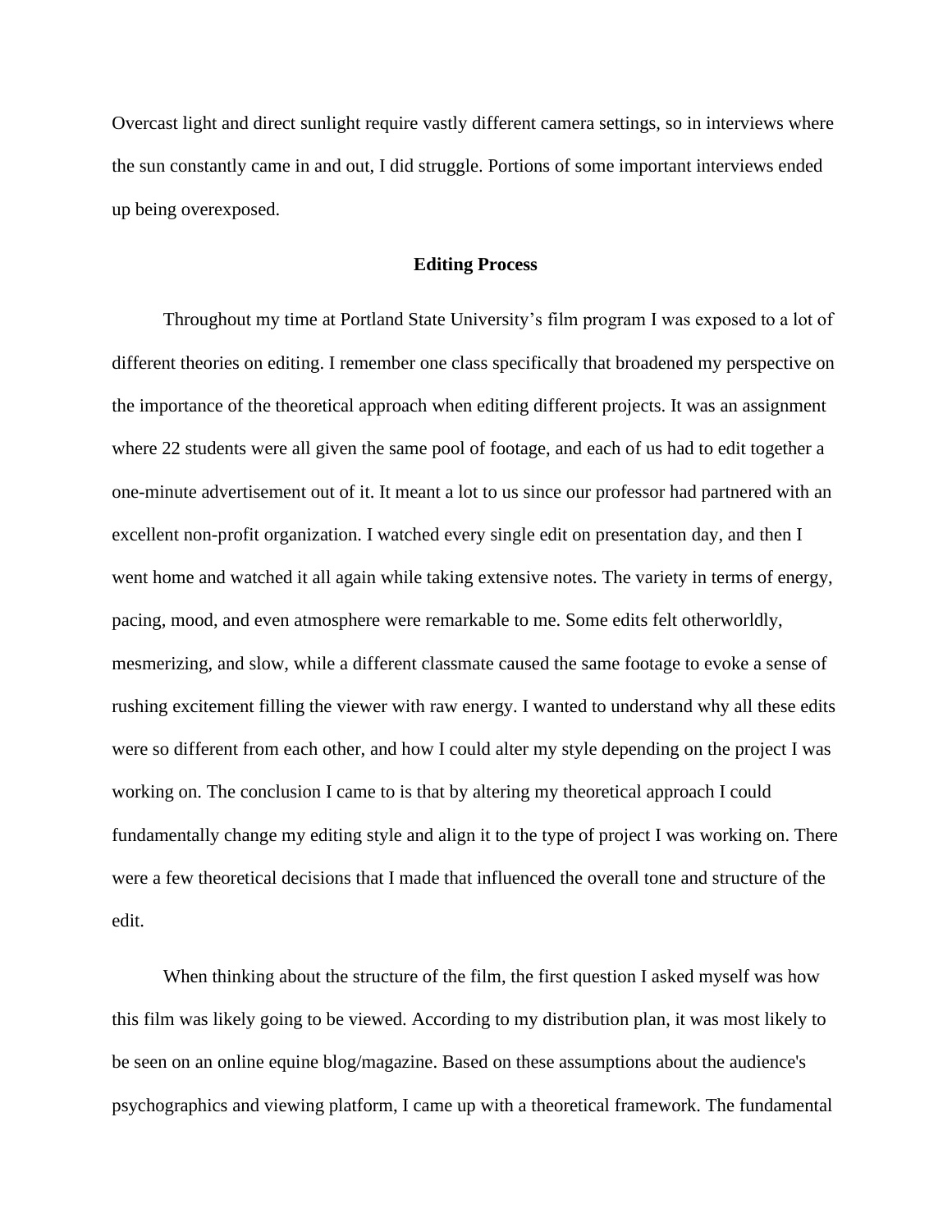Overcast light and direct sunlight require vastly different camera settings, so in interviews where the sun constantly came in and out, I did struggle. Portions of some important interviews ended up being overexposed.

## Editing Process

Throughout my time at Portland State University's film program I was exposed to a lot of different theories on editing. I remember one class specifically that broadened my perspective on the importance of the theoretical approach when editing different projects. It was an assignment where 22 students were all given the same pool of footage, and each of us had to edit together a one-minute advertisement out of it. It meant a lot to us since our professor had partnered with an excellent non-profit organization. I watched every single edit on presentation day, and then I went home and watched it all again while taking extensive notes. The variety in terms of energy, pacing, mood, and even atmosphere were remarkable to me. Some edits felt otherworldly, mesmerizing, and slow, while a different classmate caused the same footage to evoke a sense of rushing excitement filling the viewer with raw energy. I wanted to understand why all these edits were so different from each other, and how I could alter my style depending on the project I was working on. The conclusion I came to is that by altering my theoretical approach I could fundamentally change my editing style and align it to the type of project I was working on. There were a few theoretical decisions that I made that influenced the overall tone and structure of the edit.

When thinking about the structure of the film, the first question I asked myself was how this film was likely going to be viewed. According to my distribution plan, it was most likely to be seen on an online equine blog/magazine. Based on these assumptions about the audience's psychographics and viewing platform, I came up with a theoretical framework. The fundamental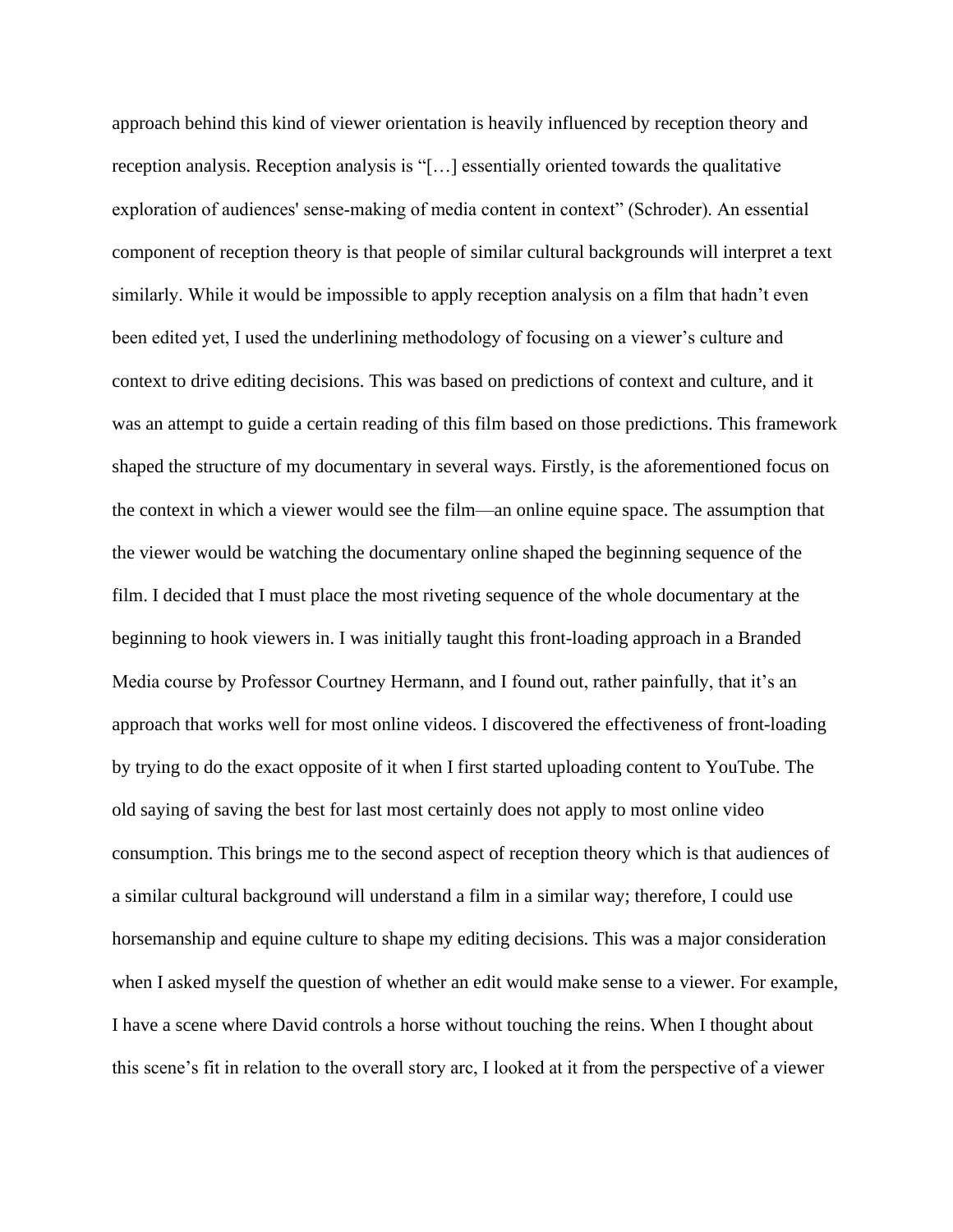approach behind this kind of viewer orientation is heavily influenced by reception theory and reception analysis. Reception analysis is "[…] essentially oriented towards the qualitative exploration of audiences' sense-making of media content in context" (Schroder). An essential component of reception theory is that people of similar cultural backgrounds will interpret a text similarly. While it would be impossible to apply reception analysis on a film that hadn't even been edited yet, I used the underlining methodology of focusing on a viewer's culture and context to drive editing decisions. This was based on predictions of context and culture, and it was an attempt to guide a certain reading of this film based on those predictions. This framework shaped the structure of my documentary in several ways. Firstly, is the aforementioned focus on the context in which a viewer would see the film—an online equine space. The assumption that the viewer would be watching the documentary online shaped the beginning sequence of the film. I decided that I must place the most riveting sequence of the whole documentary at the beginning to hook viewers in. I was initially taught this front-loading approach in a Branded Media course by Professor Courtney Hermann, and I found out, rather painfully, that it's an approach that works well for most online videos. I discovered the effectiveness of front-loading by trying to do the exact opposite of it when I first started uploading content to YouTube. The old saying of saving the best for last most certainly does not apply to most online video consumption. This brings me to the second aspect of reception theory which is that audiences of a similar cultural background will understand a film in a similar way; therefore, I could use horsemanship and equine culture to shape my editing decisions. This was a major consideration when I asked myself the question of whether an edit would make sense to a viewer. For example, I have a scene where David controls a horse without touching the reins. When I thought about this scene's fit in relation to the overall story arc, I looked at it from the perspective of a viewer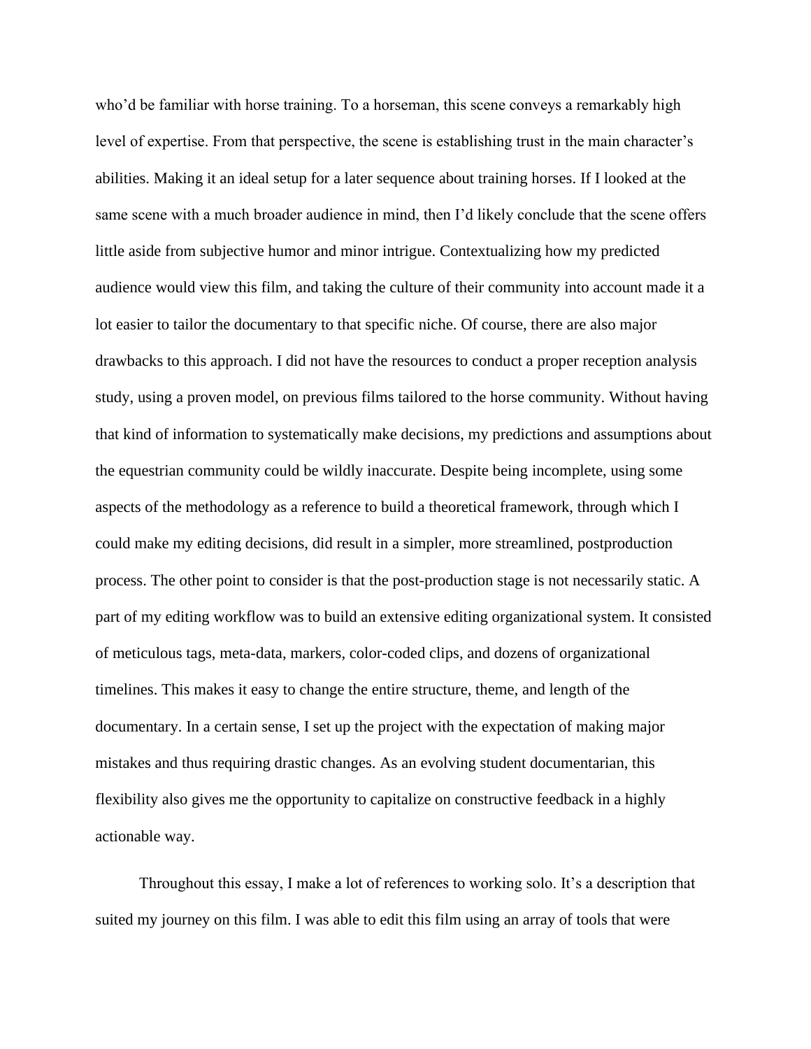who'd be familiar with horse training. To a horseman, this scene conveys a remarkably high level of expertise. From that perspective, the scene is establishing trust in the main character's abilities. Making it an ideal setup for a later sequence about training horses. If I looked at the same scene with a much broader audience in mind, then I'd likely conclude that the scene offers little aside from subjective humor and minor intrigue. Contextualizing how my predicted audience would view this film, and taking the culture of their community into account made it a lot easier to tailor the documentary to that specific niche. Of course, there are also major drawbacks to this approach. I did not have the resources to conduct a proper reception analysis study, using a proven model, on previous films tailored to the horse community. Without having that kind of information to systematically make decisions, my predictions and assumptions about the equestrian community could be wildly inaccurate. Despite being incomplete, using some aspects of the methodology as a reference to build a theoretical framework, through which I could make my editing decisions, did result in a simpler, more streamlined, postproduction process. The other point to consider is that the post-production stage is not necessarily static. A part of my editing workflow was to build an extensive editing organizational system. It consisted of meticulous tags, meta-data, markers, color-coded clips, and dozens of organizational timelines. This makes it easy to change the entire structure, theme, and length of the documentary. In a certain sense, I set up the project with the expectation of making major mistakes and thus requiring drastic changes. As an evolving student documentarian, this flexibility also gives me the opportunity to capitalize on constructive feedback in a highly actionable way.

Throughout this essay, I make a lot of references to working solo. It's a description that suited my journey on this film. I was able to edit this film using an array of tools that were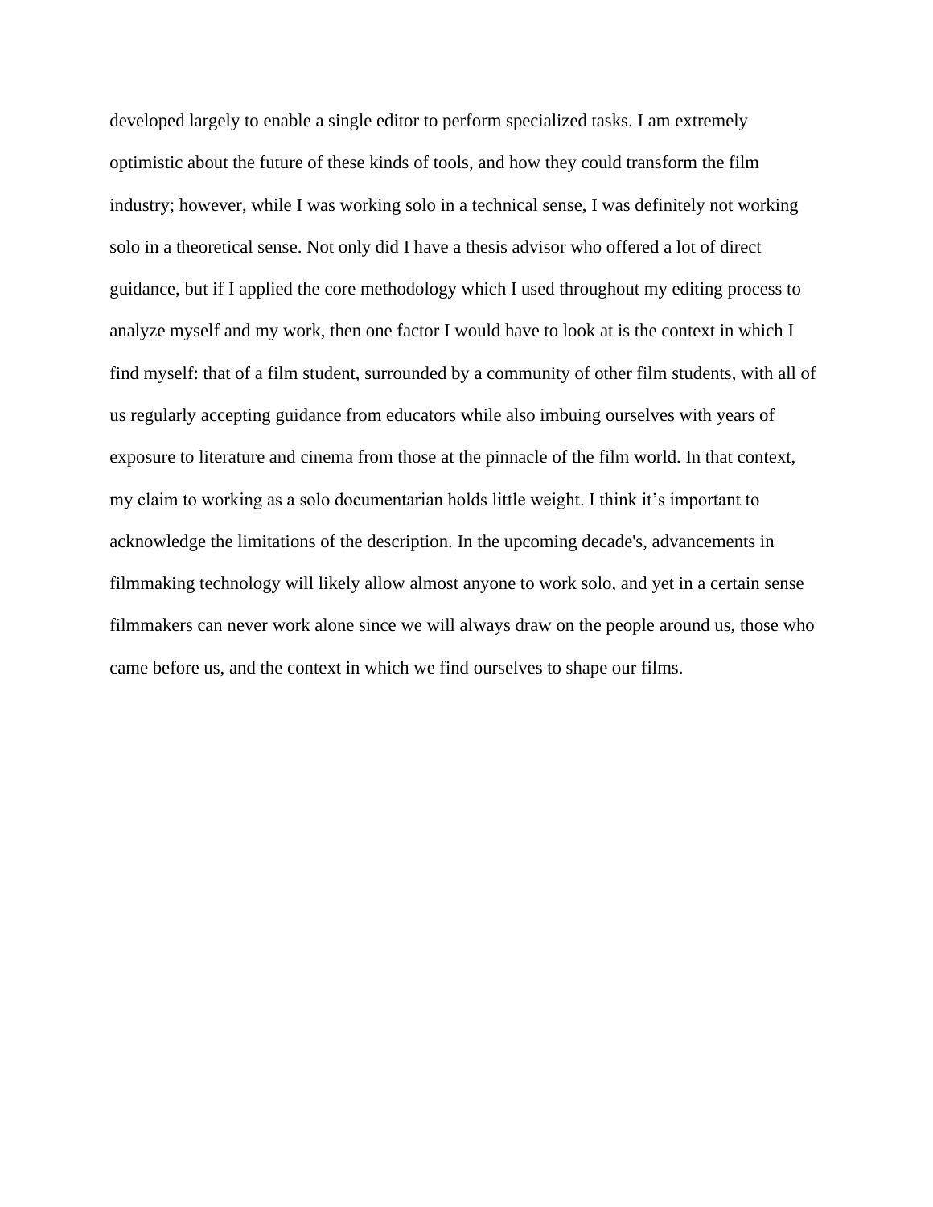developed largely to enable a single editor to perform specialized tasks. I am extremely optimistic about the future of these kinds of tools, and how they could transform the film industry; however, while I was working solo in a technical sense, I was definitely not working solo in a theoretical sense. Not only did I have a thesis advisor who offered a lot of direct guidance, but if I applied the core methodology which I used throughout my editing process to analyze myself and my work, then one factor I would have to look at is the context in which I find myself: that of a film student, surrounded by a community of other film students, with all of us regularly accepting guidance from educators while also imbuing ourselves with years of exposure to literature and cinema from those at the pinnacle of the film world. In that context, my claim to working as a solo documentarian holds little weight. I think it's important to acknowledge the limitations of the description. In the upcoming decade's, advancements in filmmaking technology will likely allow almost anyone to work solo, and yet in a certain sense filmmakers can never work alone since we will always draw on the people around us, those who came before us, and the context in which we find ourselves to shape our films.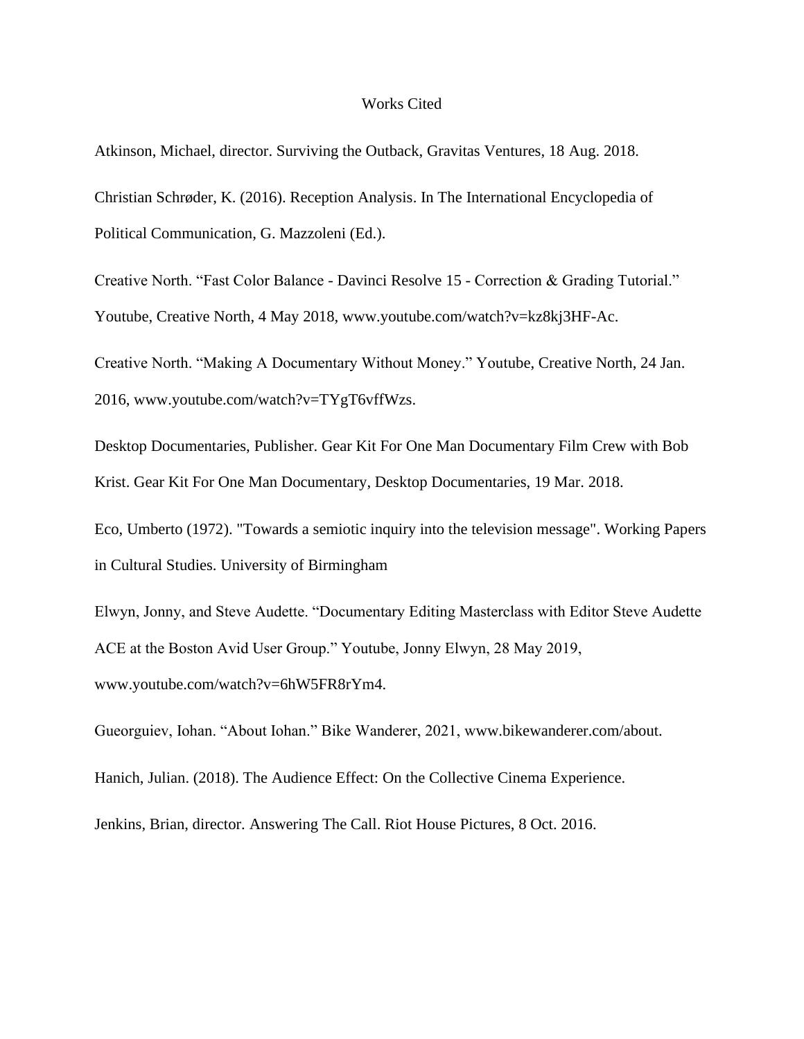# Works Cited

Atkinson, Michael, director. Surviving the Outback, Gravitas Ventures, 18 Aug. 2018.

Christian Schrøder, K. (2016). Reception Analysis. In The International Encyclopedia of Political Communication, G. Mazzoleni (Ed.).

Creative North. "Fast Color Balance - Davinci Resolve 15 - Correction & Grading Tutorial." Youtube, Creative North, 4 May 2018, www.youtube.com/watch?v=kz8kj3HF-Ac.

Creative North. "Making A Documentary Without Money." Youtube, Creative North, 24 Jan. 2016, www.youtube.com/watch?v=TYgT6vffWzs.

Desktop Documentaries, Publisher. Gear Kit For One Man Documentary Film Crew with Bob Krist. Gear Kit For One Man Documentary, Desktop Documentaries, 19 Mar. 2018.

Eco, Umberto (1972). "Towards a semiotic inquiry into the television message". Working Papers in Cultural Studies. University of Birmingham

Elwyn, Jonny, and Steve Audette. "Documentary Editing Masterclass with Editor Steve Audette ACE at the Boston Avid User Group." Youtube, Jonny Elwyn, 28 May 2019, www.youtube.com/watch?v=6hW5FR8rYm4.

Gueorguiev, Iohan. "About Iohan." Bike Wanderer, 2021, www.bikewanderer.com/about.

Hanich, Julian. (2018). The Audience Effect: On the Collective Cinema Experience.

Jenkins, Brian, director. Answering The Call. Riot House Pictures, 8 Oct. 2016.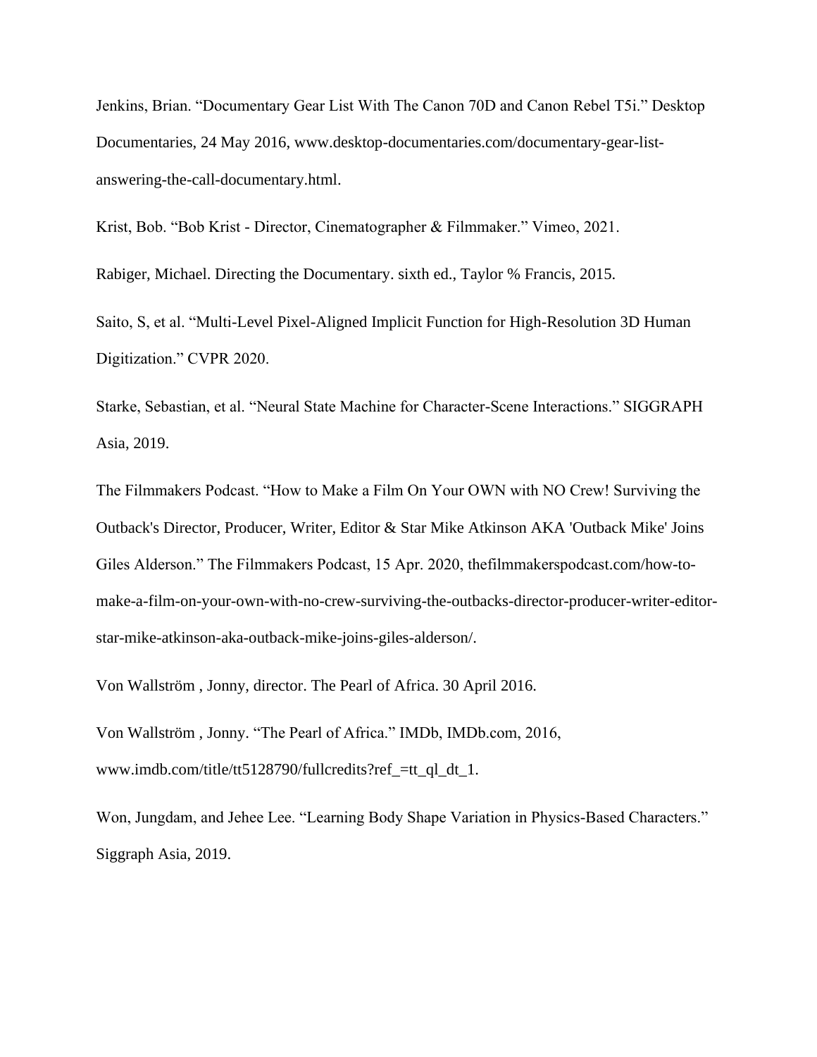Jenkins, Brian. “Documentary Gear List With The Canon 70D and Canon Rebel T5i.” Desktop Documentaries, 24 May 2016, www.desktop-documentaries.com/documentary-gear-list-answering-the-call-documentary.html.

Krist, Bob. “Bob Krist - Director, Cinematographer & Filmmaker.” Vimeo, 2021.

Rabiger, Michael. Directing the Documentary. sixth ed., Taylor % Francis, 2015.

Saito, S, et al. “Multi-Level Pixel-Aligned Implicit Function for High-Resolution 3D Human Digitization.” CVPR 2020.

Starke, Sebastian, et al. “Neural State Machine for Character-Scene Interactions.” SIGGRAPH Asia, 2019.

The Filmmakers Podcast. “How to Make a Film On Your OWN with NO Crew! Surviving the Outback's Director, Producer, Writer, Editor & Star Mike Atkinson AKA 'Outback Mike' Joins Giles Alderson.” The Filmmakers Podcast, 15 Apr. 2020, thefilmmakerspodcast.com/how-to-make-a-film-on-your-own-with-no-crew-surviving-the-outbacks-director-producer-writer-editor-star-mike-atkinson-aka-outback-mike-joins-giles-alderson/.

Von Wallström , Jonny, director. The Pearl of Africa. 30 April 2016.

Von Wallström , Jonny. “The Pearl of Africa.” IMDb, IMDb.com, 2016, www.imdb.com/title/tt5128790/fullcredits?ref_=tt_ql_dt_1.

Won, Jungdam, and Jehee Lee. “Learning Body Shape Variation in Physics-Based Characters.” Siggraph Asia, 2019.